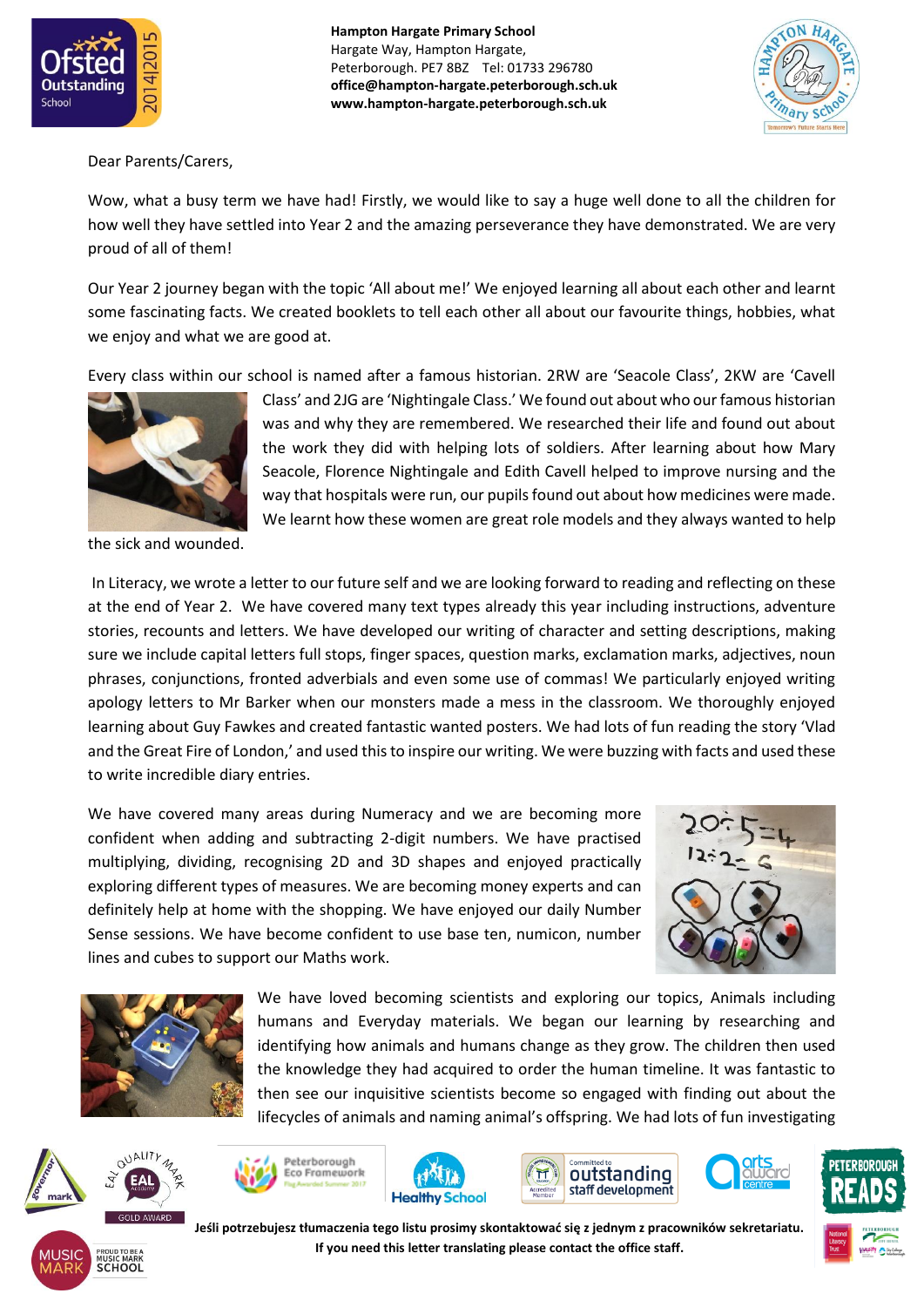**Hampton Hargate Primary School**
Hargate Way, Hampton Hargate,
Peterborough. PE7 8BZ Tel: 01733 296780
**office@hampton-hargate.peterborough.sch.uk**
**www.hampton-hargate.peterborough.sch.uk**

Dear Parents/Carers,

Wow, what a busy term we have had! Firstly, we would like to say a huge well done to all the children for how well they have settled into Year 2 and the amazing perseverance they have demonstrated. We are very proud of all of them!

Our Year 2 journey began with the topic 'All about me!' We enjoyed learning all about each other and learnt some fascinating facts. We created booklets to tell each other all about our favourite things, hobbies, what we enjoy and what we are good at.

Every class within our school is named after a famous historian. 2RW are 'Seacole Class', 2KW are 'Cavell Class' and 2JG are 'Nightingale Class.' We found out about who our famous historian was and why they are remembered. We researched their life and found out about the work they did with helping lots of soldiers. After learning about how Mary Seacole, Florence Nightingale and Edith Cavell helped to improve nursing and the way that hospitals were run, our pupils found out about how medicines were made. We learnt how these women are great role models and they always wanted to help the sick and wounded.

In Literacy, we wrote a letter to our future self and we are looking forward to reading and reflecting on these at the end of Year 2. We have covered many text types already this year including instructions, adventure stories, recounts and letters. We have developed our writing of character and setting descriptions, making sure we include capital letters full stops, finger spaces, question marks, exclamation marks, adjectives, noun phrases, conjunctions, fronted adverbials and even some use of commas! We particularly enjoyed writing apology letters to Mr Barker when our monsters made a mess in the classroom. We thoroughly enjoyed learning about Guy Fawkes and created fantastic wanted posters. We had lots of fun reading the story 'Vlad and the Great Fire of London,' and used this to inspire our writing. We were buzzing with facts and used these to write incredible diary entries.

We have covered many areas during Numeracy and we are becoming more confident when adding and subtracting 2-digit numbers. We have practised multiplying, dividing, recognising 2D and 3D shapes and enjoyed practically exploring different types of measures. We are becoming money experts and can definitely help at home with the shopping. We have enjoyed our daily Number Sense sessions. We have become confident to use base ten, numicon, number lines and cubes to support our Maths work.

We have loved becoming scientists and exploring our topics, Animals including humans and Everyday materials. We began our learning by researching and identifying how animals and humans change as they grow. The children then used the knowledge they had acquired to order the human timeline. It was fantastic to then see our inquisitive scientists become so engaged with finding out about the lifecycles of animals and naming animal's offspring. We had lots of fun investigating

**Jeśli potrzebujesz tłumaczenia tego listu prosimy skontaktować się z jednym z pracowników sekretariatu.**
**If you need this letter translating please contact the office staff.**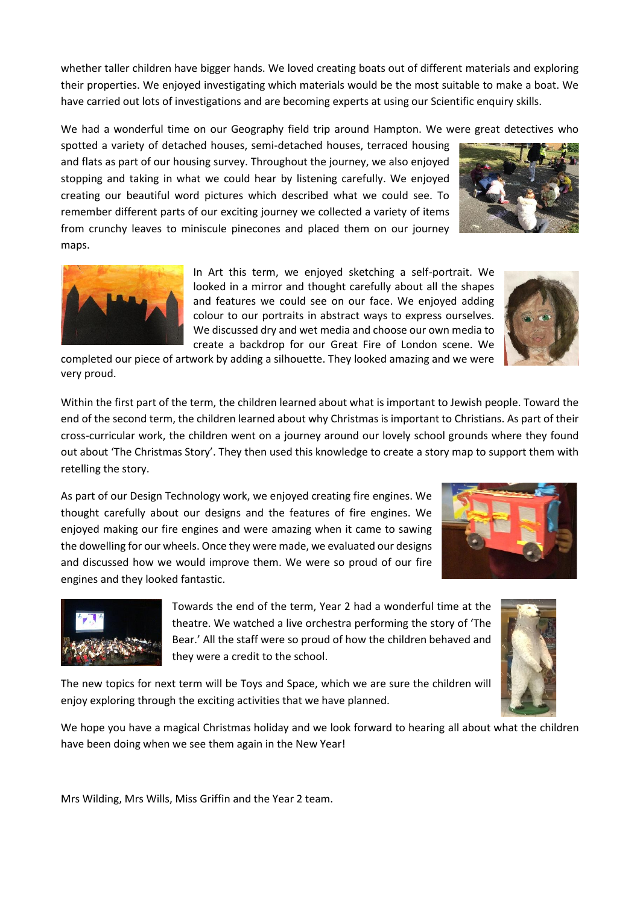whether taller children have bigger hands. We loved creating boats out of different materials and exploring their properties. We enjoyed investigating which materials would be the most suitable to make a boat. We have carried out lots of investigations and are becoming experts at using our Scientific enquiry skills.

We had a wonderful time on our Geography field trip around Hampton. We were great detectives who spotted a variety of detached houses, semi-detached houses, terraced housing and flats as part of our housing survey. Throughout the journey, we also enjoyed stopping and taking in what we could hear by listening carefully. We enjoyed creating our beautiful word pictures which described what we could see. To remember different parts of our exciting journey we collected a variety of items from crunchy leaves to miniscule pinecones and placed them on our journey maps.

In Art this term, we enjoyed sketching a self-portrait. We looked in a mirror and thought carefully about all the shapes and features we could see on our face. We enjoyed adding colour to our portraits in abstract ways to express ourselves. We discussed dry and wet media and choose our own media to create a backdrop for our Great Fire of London scene. We completed our piece of artwork by adding a silhouette. They looked amazing and we were very proud.

Within the first part of the term, the children learned about what is important to Jewish people. Toward the end of the second term, the children learned about why Christmas is important to Christians. As part of their cross-curricular work, the children went on a journey around our lovely school grounds where they found out about 'The Christmas Story'. They then used this knowledge to create a story map to support them with retelling the story.

As part of our Design Technology work, we enjoyed creating fire engines. We thought carefully about our designs and the features of fire engines. We enjoyed making our fire engines and were amazing when it came to sawing the dowelling for our wheels. Once they were made, we evaluated our designs and discussed how we would improve them. We were so proud of our fire engines and they looked fantastic.

Towards the end of the term, Year 2 had a wonderful time at the theatre. We watched a live orchestra performing the story of 'The Bear.' All the staff were so proud of how the children behaved and they were a credit to the school.

The new topics for next term will be Toys and Space, which we are sure the children will enjoy exploring through the exciting activities that we have planned.

We hope you have a magical Christmas holiday and we look forward to hearing all about what the children have been doing when we see them again in the New Year!

Mrs Wilding, Mrs Wills, Miss Griffin and the Year 2 team.